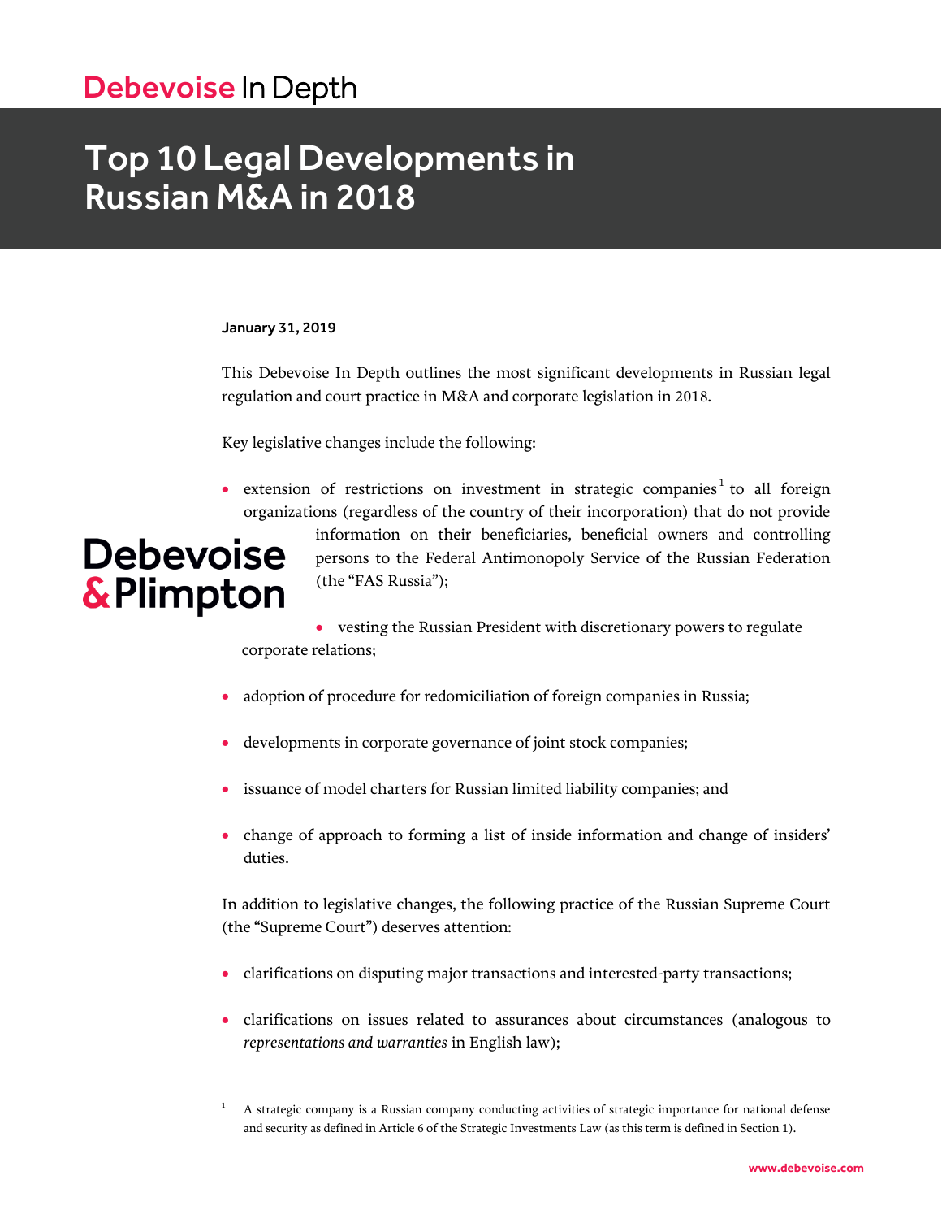Debevoise In Depth

# Top 10 Legal Developments in Russian M&A in 2018

**January 31, 2019**

This Debevoise In Depth outlines the most significant developments in Russian legal regulation and court practice in M&A and corporate legislation in 2018.

Key legislative changes include the following:

- extension of restrictions on investment in strategic companies[1] to all foreign organizations (regardless of the country of their incorporation) that do not provide information on their beneficiaries, beneficial owners and controlling persons to the Federal Antimonopoly Service of the Russian Federation (the "FAS Russia");
- vesting the Russian President with discretionary powers to regulate corporate relations;
- adoption of procedure for redomiciliation of foreign companies in Russia;
- developments in corporate governance of joint stock companies;
- issuance of model charters for Russian limited liability companies; and
- change of approach to forming a list of inside information and change of insiders' duties.

In addition to legislative changes, the following practice of the Russian Supreme Court (the "Supreme Court") deserves attention:

- clarifications on disputing major transactions and interested-party transactions;
- clarifications on issues related to assurances about circumstances (analogous to *representations and warranties* in English law);

[1] A strategic company is a Russian company conducting activities of strategic importance for national defense and security as defined in Article 6 of the Strategic Investments Law (as this term is defined in Section 1).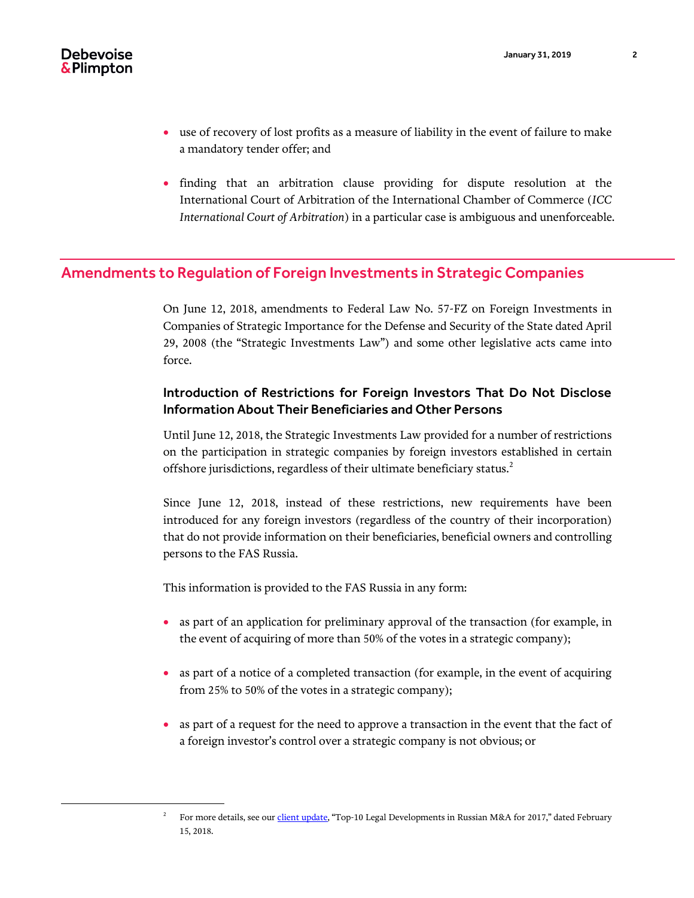- use of recovery of lost profits as a measure of liability in the event of failure to make a mandatory tender offer; and

- finding that an arbitration clause providing for dispute resolution at the International Court of Arbitration of the International Chamber of Commerce (*ICC International Court of Arbitration*) in a particular case is ambiguous and unenforceable.

## Amendments to Regulation of Foreign Investments in Strategic Companies

On June 12, 2018, amendments to Federal Law No. 57-FZ on Foreign Investments in Companies of Strategic Importance for the Defense and Security of the State dated April 29, 2008 (the "Strategic Investments Law") and some other legislative acts came into force.

### Introduction of Restrictions for Foreign Investors That Do Not Disclose Information About Their Beneficiaries and Other Persons

Until June 12, 2018, the Strategic Investments Law provided for a number of restrictions on the participation in strategic companies by foreign investors established in certain offshore jurisdictions, regardless of their ultimate beneficiary status.[2]

Since June 12, 2018, instead of these restrictions, new requirements have been introduced for any foreign investors (regardless of the country of their incorporation) that do not provide information on their beneficiaries, beneficial owners and controlling persons to the FAS Russia.

This information is provided to the FAS Russia in any form:

- as part of an application for preliminary approval of the transaction (for example, in the event of acquiring of more than 50% of the votes in a strategic company);

- as part of a notice of a completed transaction (for example, in the event of acquiring from 25% to 50% of the votes in a strategic company);

- as part of a request for the need to approve a transaction in the event that the fact of a foreign investor's control over a strategic company is not obvious; or

[2] For more details, see our client update, "Top-10 Legal Developments in Russian M&A for 2017," dated February 15, 2018.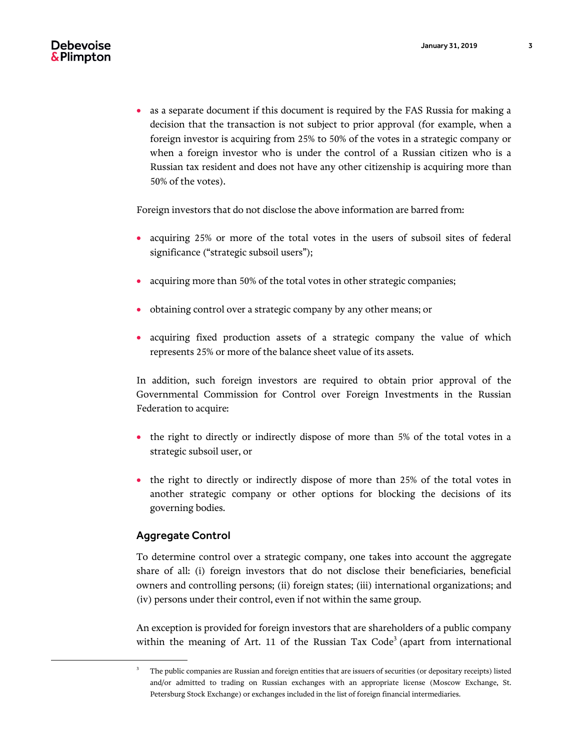- as a separate document if this document is required by the FAS Russia for making a decision that the transaction is not subject to prior approval (for example, when a foreign investor is acquiring from 25% to 50% of the votes in a strategic company or when a foreign investor who is under the control of a Russian citizen who is a Russian tax resident and does not have any other citizenship is acquiring more than 50% of the votes).

Foreign investors that do not disclose the above information are barred from:

- acquiring 25% or more of the total votes in the users of subsoil sites of federal significance ("strategic subsoil users");
- acquiring more than 50% of the total votes in other strategic companies;
- obtaining control over a strategic company by any other means; or
- acquiring fixed production assets of a strategic company the value of which represents 25% or more of the balance sheet value of its assets.

In addition, such foreign investors are required to obtain prior approval of the Governmental Commission for Control over Foreign Investments in the Russian Federation to acquire:

- the right to directly or indirectly dispose of more than 5% of the total votes in a strategic subsoil user, or
- the right to directly or indirectly dispose of more than 25% of the total votes in another strategic company or other options for blocking the decisions of its governing bodies.

## Aggregate Control

To determine control over a strategic company, one takes into account the aggregate share of all: (i) foreign investors that do not disclose their beneficiaries, beneficial owners and controlling persons; (ii) foreign states; (iii) international organizations; and (iv) persons under their control, even if not within the same group.

An exception is provided for foreign investors that are shareholders of a public company within the meaning of Art. 11 of the Russian Tax Code[3] (apart from international

[3] The public companies are Russian and foreign entities that are issuers of securities (or depositary receipts) listed and/or admitted to trading on Russian exchanges with an appropriate license (Moscow Exchange, St. Petersburg Stock Exchange) or exchanges included in the list of foreign financial intermediaries.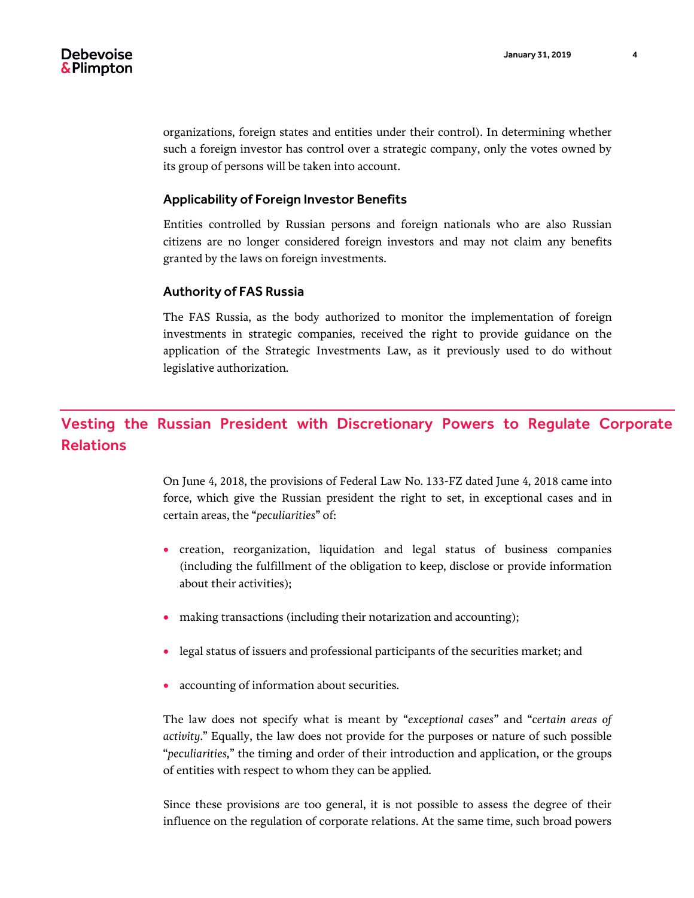organizations, foreign states and entities under their control). In determining whether such a foreign investor has control over a strategic company, only the votes owned by its group of persons will be taken into account.

### Applicability of Foreign Investor Benefits

Entities controlled by Russian persons and foreign nationals who are also Russian citizens are no longer considered foreign investors and may not claim any benefits granted by the laws on foreign investments.

### Authority of FAS Russia

The FAS Russia, as the body authorized to monitor the implementation of foreign investments in strategic companies, received the right to provide guidance on the application of the Strategic Investments Law, as it previously used to do without legislative authorization.

## Vesting the Russian President with Discretionary Powers to Regulate Corporate Relations

On June 4, 2018, the provisions of Federal Law No. 133-FZ dated June 4, 2018 came into force, which give the Russian president the right to set, in exceptional cases and in certain areas, the "*peculiarities*" of:

- creation, reorganization, liquidation and legal status of business companies (including the fulfillment of the obligation to keep, disclose or provide information about their activities);
- making transactions (including their notarization and accounting);
- legal status of issuers and professional participants of the securities market; and
- accounting of information about securities.

The law does not specify what is meant by "*exceptional cases*" and "*certain areas of activity*." Equally, the law does not provide for the purposes or nature of such possible "*peculiarities,*" the timing and order of their introduction and application, or the groups of entities with respect to whom they can be applied.

Since these provisions are too general, it is not possible to assess the degree of their influence on the regulation of corporate relations. At the same time, such broad powers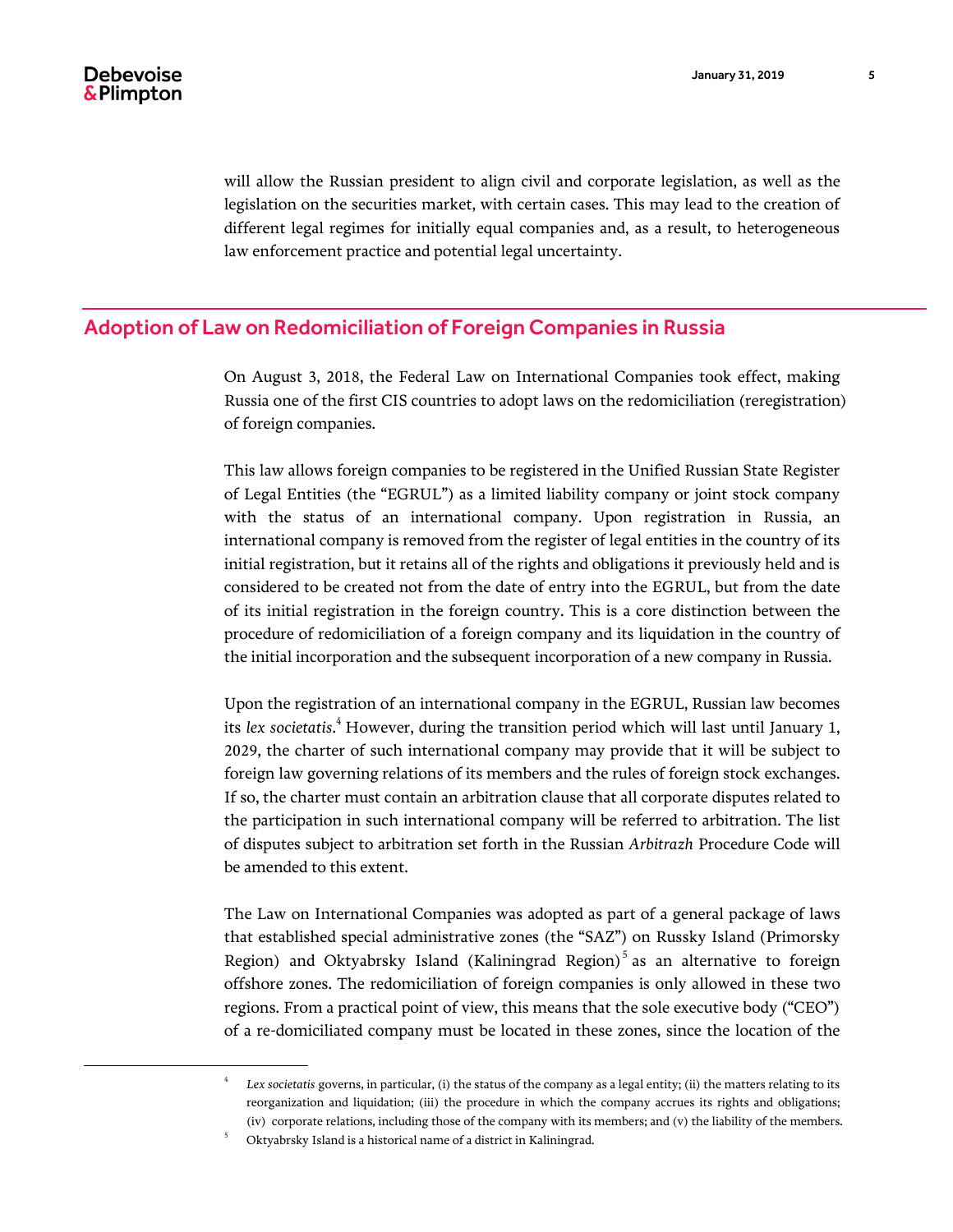will allow the Russian president to align civil and corporate legislation, as well as the legislation on the securities market, with certain cases. This may lead to the creation of different legal regimes for initially equal companies and, as a result, to heterogeneous law enforcement practice and potential legal uncertainty.

## Adoption of Law on Redomiciliation of Foreign Companies in Russia

On August 3, 2018, the Federal Law on International Companies took effect, making Russia one of the first CIS countries to adopt laws on the redomiciliation (reregistration) of foreign companies.

This law allows foreign companies to be registered in the Unified Russian State Register of Legal Entities (the "EGRUL") as a limited liability company or joint stock company with the status of an international company. Upon registration in Russia, an international company is removed from the register of legal entities in the country of its initial registration, but it retains all of the rights and obligations it previously held and is considered to be created not from the date of entry into the EGRUL, but from the date of its initial registration in the foreign country. This is a core distinction between the procedure of redomiciliation of a foreign company and its liquidation in the country of the initial incorporation and the subsequent incorporation of a new company in Russia.

Upon the registration of an international company in the EGRUL, Russian law becomes its *lex societatis*.[4] However, during the transition period which will last until January 1, 2029, the charter of such international company may provide that it will be subject to foreign law governing relations of its members and the rules of foreign stock exchanges. If so, the charter must contain an arbitration clause that all corporate disputes related to the participation in such international company will be referred to arbitration. The list of disputes subject to arbitration set forth in the Russian *Arbitrazh* Procedure Code will be amended to this extent.

The Law on International Companies was adopted as part of a general package of laws that established special administrative zones (the "SAZ") on Russky Island (Primorsky Region) and Oktyabrsky Island (Kaliningrad Region)[5] as an alternative to foreign offshore zones. The redomiciliation of foreign companies is only allowed in these two regions. From a practical point of view, this means that the sole executive body ("CEO") of a re-domiciliated company must be located in these zones, since the location of the

---

[4] *Lex societatis* governs, in particular, (i) the status of the company as a legal entity; (ii) the matters relating to its reorganization and liquidation; (iii) the procedure in which the company accrues its rights and obligations; (iv) corporate relations, including those of the company with its members; and (v) the liability of the members.

[5] Oktyabrsky Island is a historical name of a district in Kaliningrad.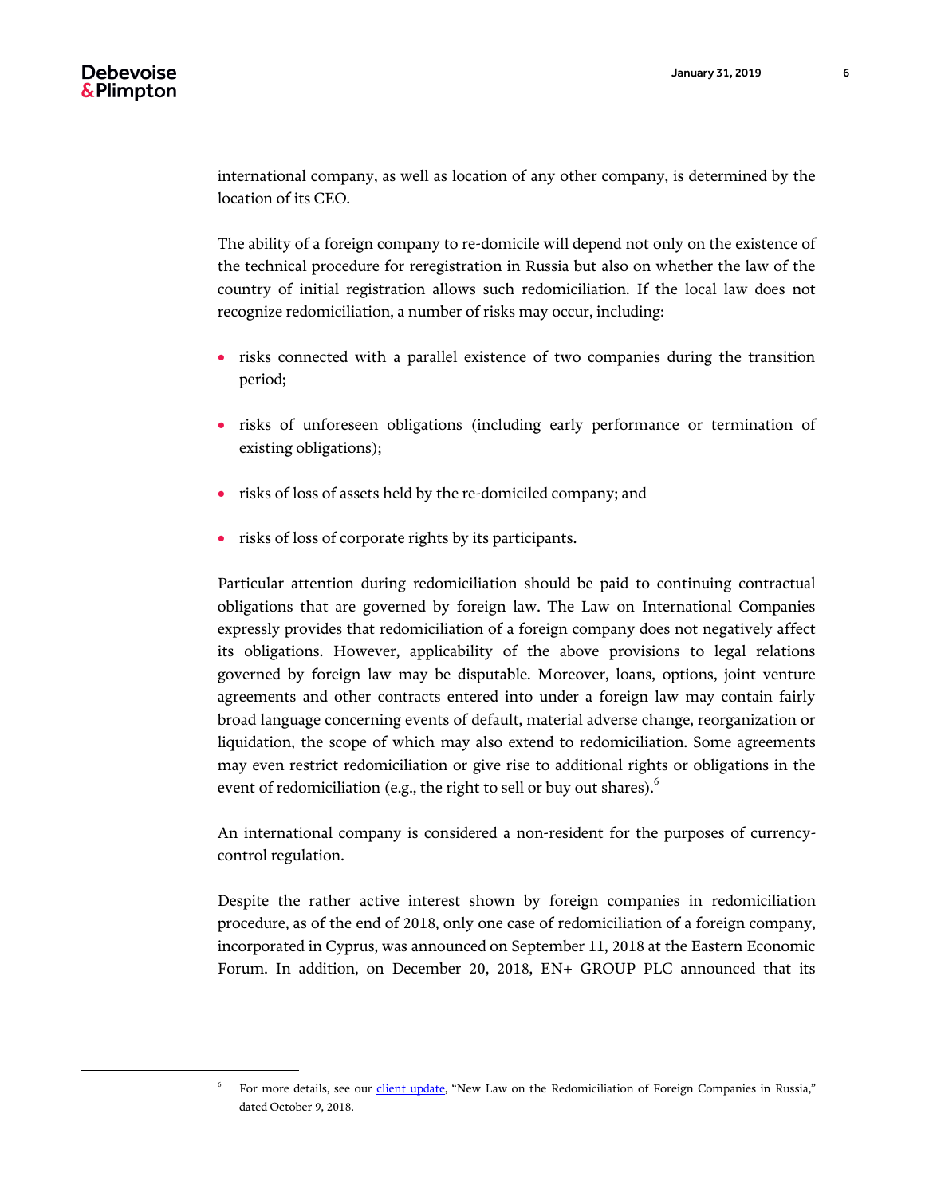international company, as well as location of any other company, is determined by the location of its CEO.

The ability of a foreign company to re-domicile will depend not only on the existence of the technical procedure for reregistration in Russia but also on whether the law of the country of initial registration allows such redomiciliation. If the local law does not recognize redomiciliation, a number of risks may occur, including:

- risks connected with a parallel existence of two companies during the transition period;
- risks of unforeseen obligations (including early performance or termination of existing obligations);
- risks of loss of assets held by the re-domiciled company; and
- risks of loss of corporate rights by its participants.

Particular attention during redomiciliation should be paid to continuing contractual obligations that are governed by foreign law. The Law on International Companies expressly provides that redomiciliation of a foreign company does not negatively affect its obligations. However, applicability of the above provisions to legal relations governed by foreign law may be disputable. Moreover, loans, options, joint venture agreements and other contracts entered into under a foreign law may contain fairly broad language concerning events of default, material adverse change, reorganization or liquidation, the scope of which may also extend to redomiciliation. Some agreements may even restrict redomiciliation or give rise to additional rights or obligations in the event of redomiciliation (e.g., the right to sell or buy out shares).[6]

An international company is considered a non-resident for the purposes of currency-control regulation.

Despite the rather active interest shown by foreign companies in redomiciliation procedure, as of the end of 2018, only one case of redomiciliation of a foreign company, incorporated in Cyprus, was announced on September 11, 2018 at the Eastern Economic Forum. In addition, on December 20, 2018, EN+ GROUP PLC announced that its

[6] For more details, see our client update, "New Law on the Redomiciliation of Foreign Companies in Russia," dated October 9, 2018.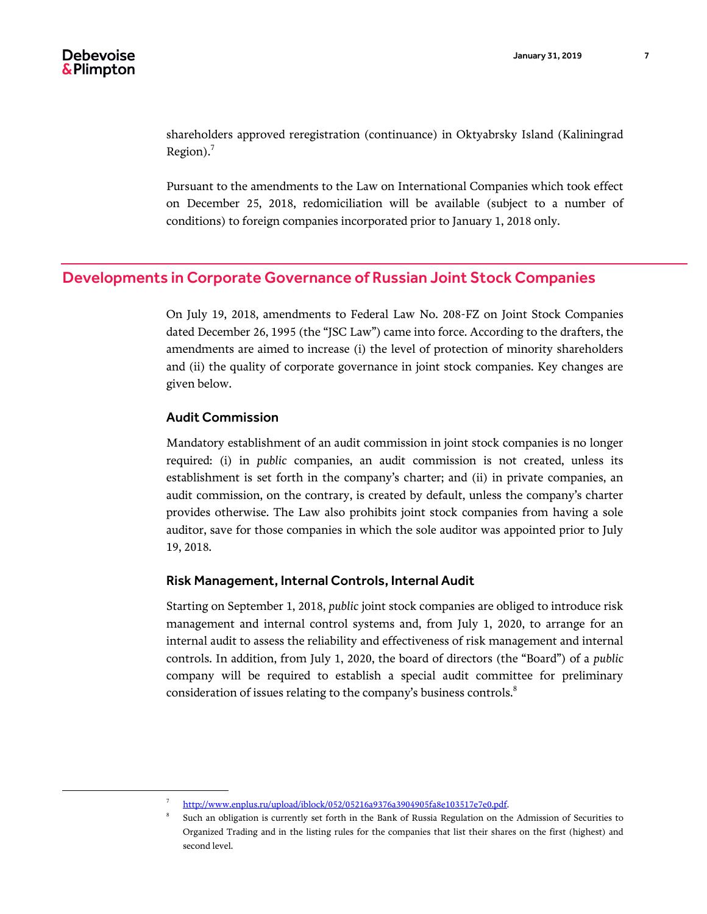shareholders approved reregistration (continuance) in Oktyabrsky Island (Kaliningrad Region).[7]

Pursuant to the amendments to the Law on International Companies which took effect on December 25, 2018, redomiciliation will be available (subject to a number of conditions) to foreign companies incorporated prior to January 1, 2018 only.

## Developments in Corporate Governance of Russian Joint Stock Companies

On July 19, 2018, amendments to Federal Law No. 208-FZ on Joint Stock Companies dated December 26, 1995 (the "JSC Law") came into force. According to the drafters, the amendments are aimed to increase (i) the level of protection of minority shareholders and (ii) the quality of corporate governance in joint stock companies. Key changes are given below.

### Audit Commission

Mandatory establishment of an audit commission in joint stock companies is no longer required: (i) in *public* companies, an audit commission is not created, unless its establishment is set forth in the company's charter; and (ii) in private companies, an audit commission, on the contrary, is created by default, unless the company's charter provides otherwise. The Law also prohibits joint stock companies from having a sole auditor, save for those companies in which the sole auditor was appointed prior to July 19, 2018.

### Risk Management, Internal Controls, Internal Audit

Starting on September 1, 2018, *public* joint stock companies are obliged to introduce risk management and internal control systems and, from July 1, 2020, to arrange for an internal audit to assess the reliability and effectiveness of risk management and internal controls. In addition, from July 1, 2020, the board of directors (the "Board") of a *public* company will be required to establish a special audit committee for preliminary consideration of issues relating to the company's business controls.[8]

---

[7] http://www.enplus.ru/upload/iblock/052/05216a9376a3904905fa8e103517e7e0.pdf.

[8] Such an obligation is currently set forth in the Bank of Russia Regulation on the Admission of Securities to Organized Trading and in the listing rules for the companies that list their shares on the first (highest) and second level.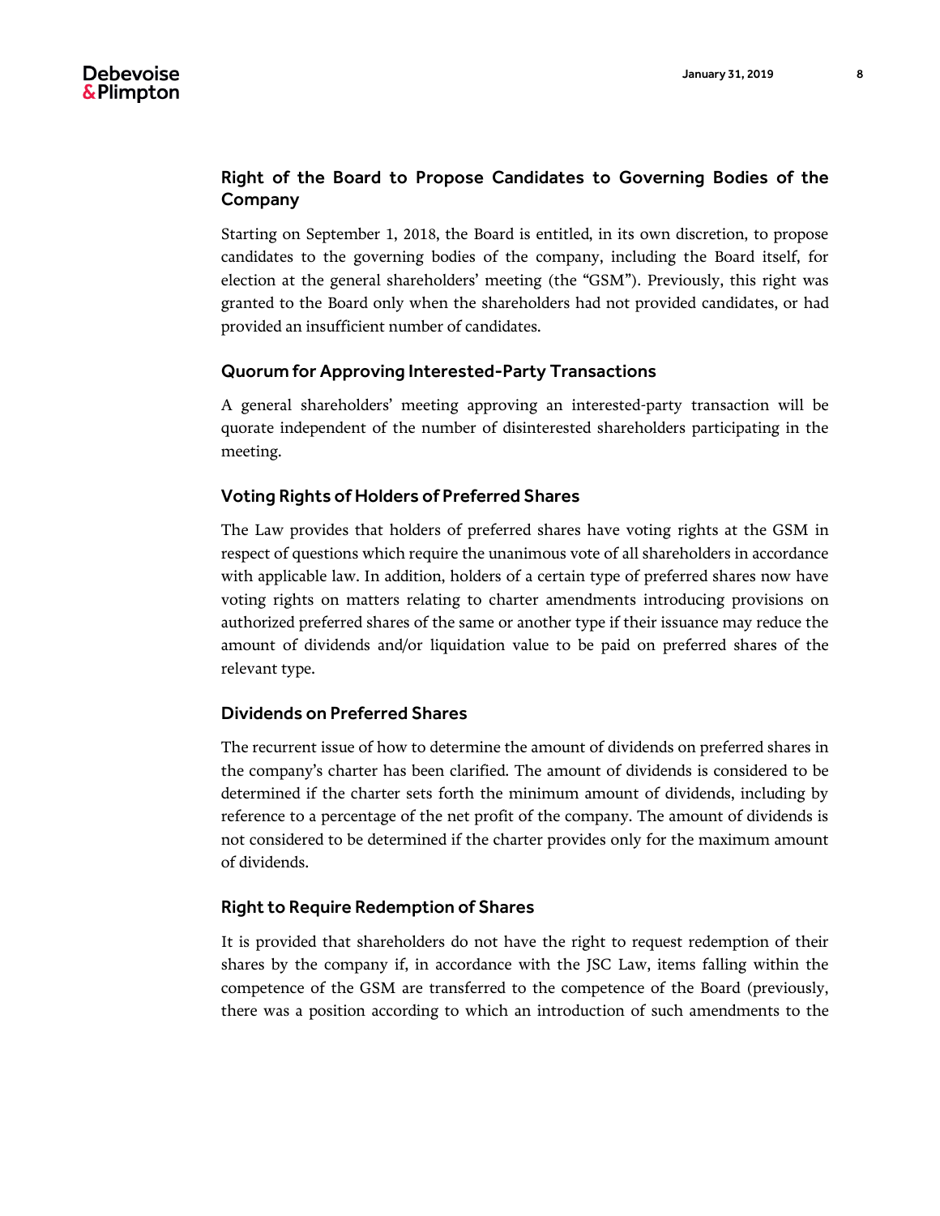### Right of the Board to Propose Candidates to Governing Bodies of the Company

Starting on September 1, 2018, the Board is entitled, in its own discretion, to propose candidates to the governing bodies of the company, including the Board itself, for election at the general shareholders' meeting (the "GSM"). Previously, this right was granted to the Board only when the shareholders had not provided candidates, or had provided an insufficient number of candidates.

### Quorum for Approving Interested-Party Transactions

A general shareholders' meeting approving an interested-party transaction will be quorate independent of the number of disinterested shareholders participating in the meeting.

### Voting Rights of Holders of Preferred Shares

The Law provides that holders of preferred shares have voting rights at the GSM in respect of questions which require the unanimous vote of all shareholders in accordance with applicable law. In addition, holders of a certain type of preferred shares now have voting rights on matters relating to charter amendments introducing provisions on authorized preferred shares of the same or another type if their issuance may reduce the amount of dividends and/or liquidation value to be paid on preferred shares of the relevant type.

### Dividends on Preferred Shares

The recurrent issue of how to determine the amount of dividends on preferred shares in the company's charter has been clarified. The amount of dividends is considered to be determined if the charter sets forth the minimum amount of dividends, including by reference to a percentage of the net profit of the company. The amount of dividends is not considered to be determined if the charter provides only for the maximum amount of dividends.

### Right to Require Redemption of Shares

It is provided that shareholders do not have the right to request redemption of their shares by the company if, in accordance with the JSC Law, items falling within the competence of the GSM are transferred to the competence of the Board (previously, there was a position according to which an introduction of such amendments to the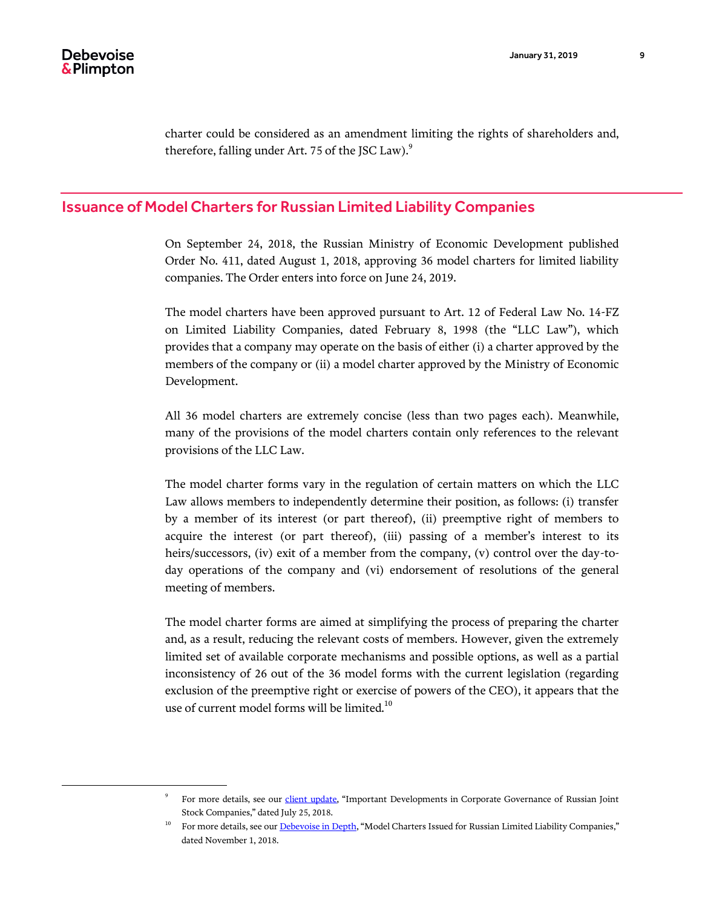charter could be considered as an amendment limiting the rights of shareholders and, therefore, falling under Art. 75 of the JSC Law).[9]

## Issuance of Model Charters for Russian Limited Liability Companies

On September 24, 2018, the Russian Ministry of Economic Development published Order No. 411, dated August 1, 2018, approving 36 model charters for limited liability companies. The Order enters into force on June 24, 2019.

The model charters have been approved pursuant to Art. 12 of Federal Law No. 14-FZ on Limited Liability Companies, dated February 8, 1998 (the "LLC Law"), which provides that a company may operate on the basis of either (i) a charter approved by the members of the company or (ii) a model charter approved by the Ministry of Economic Development.

All 36 model charters are extremely concise (less than two pages each). Meanwhile, many of the provisions of the model charters contain only references to the relevant provisions of the LLC Law.

The model charter forms vary in the regulation of certain matters on which the LLC Law allows members to independently determine their position, as follows: (i) transfer by a member of its interest (or part thereof), (ii) preemptive right of members to acquire the interest (or part thereof), (iii) passing of a member's interest to its heirs/successors, (iv) exit of a member from the company, (v) control over the day-to-day operations of the company and (vi) endorsement of resolutions of the general meeting of members.

The model charter forms are aimed at simplifying the process of preparing the charter and, as a result, reducing the relevant costs of members. However, given the extremely limited set of available corporate mechanisms and possible options, as well as a partial inconsistency of 26 out of the 36 model forms with the current legislation (regarding exclusion of the preemptive right or exercise of powers of the CEO), it appears that the use of current model forms will be limited.[10]

---

[9] For more details, see our client update, "Important Developments in Corporate Governance of Russian Joint Stock Companies," dated July 25, 2018.

[10] For more details, see our Debevoise in Depth, "Model Charters Issued for Russian Limited Liability Companies," dated November 1, 2018.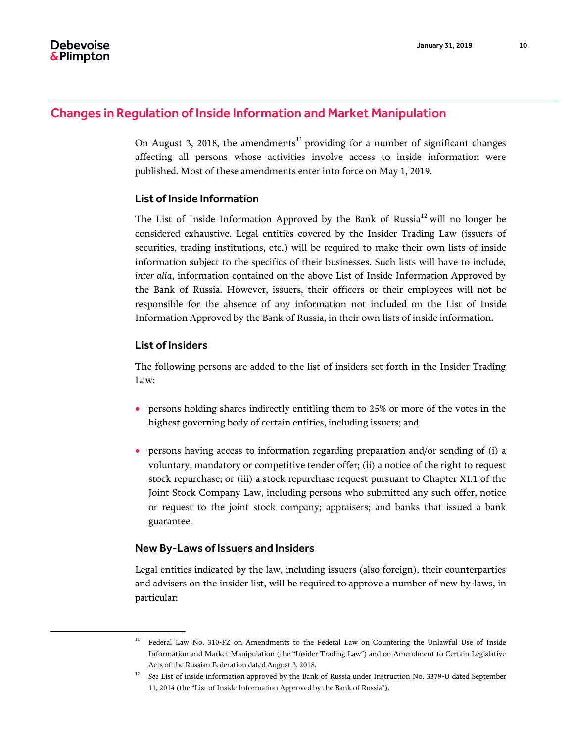## Changes in Regulation of Inside Information and Market Manipulation

On August 3, 2018, the amendments[11] providing for a number of significant changes affecting all persons whose activities involve access to inside information were published. Most of these amendments enter into force on May 1, 2019.

### List of Inside Information

The List of Inside Information Approved by the Bank of Russia[12] will no longer be considered exhaustive. Legal entities covered by the Insider Trading Law (issuers of securities, trading institutions, etc.) will be required to make their own lists of inside information subject to the specifics of their businesses. Such lists will have to include, *inter alia*, information contained on the above List of Inside Information Approved by the Bank of Russia. However, issuers, their officers or their employees will not be responsible for the absence of any information not included on the List of Inside Information Approved by the Bank of Russia, in their own lists of inside information.

### List of Insiders

The following persons are added to the list of insiders set forth in the Insider Trading Law:

- persons holding shares indirectly entitling them to 25% or more of the votes in the highest governing body of certain entities, including issuers; and
- persons having access to information regarding preparation and/or sending of (i) a voluntary, mandatory or competitive tender offer; (ii) a notice of the right to request stock repurchase; or (iii) a stock repurchase request pursuant to Chapter XI.1 of the Joint Stock Company Law, including persons who submitted any such offer, notice or request to the joint stock company; appraisers; and banks that issued a bank guarantee.

### New By-Laws of Issuers and Insiders

Legal entities indicated by the law, including issuers (also foreign), their counterparties and advisers on the insider list, will be required to approve a number of new by-laws, in particular:

---

[11] Federal Law No. 310-FZ on Amendments to the Federal Law on Countering the Unlawful Use of Inside Information and Market Manipulation (the "Insider Trading Law") and on Amendment to Certain Legislative Acts of the Russian Federation dated August 3, 2018.

[12] *See* List of inside information approved by the Bank of Russia under Instruction No. 3379-U dated September 11, 2014 (the "List of Inside Information Approved by the Bank of Russia").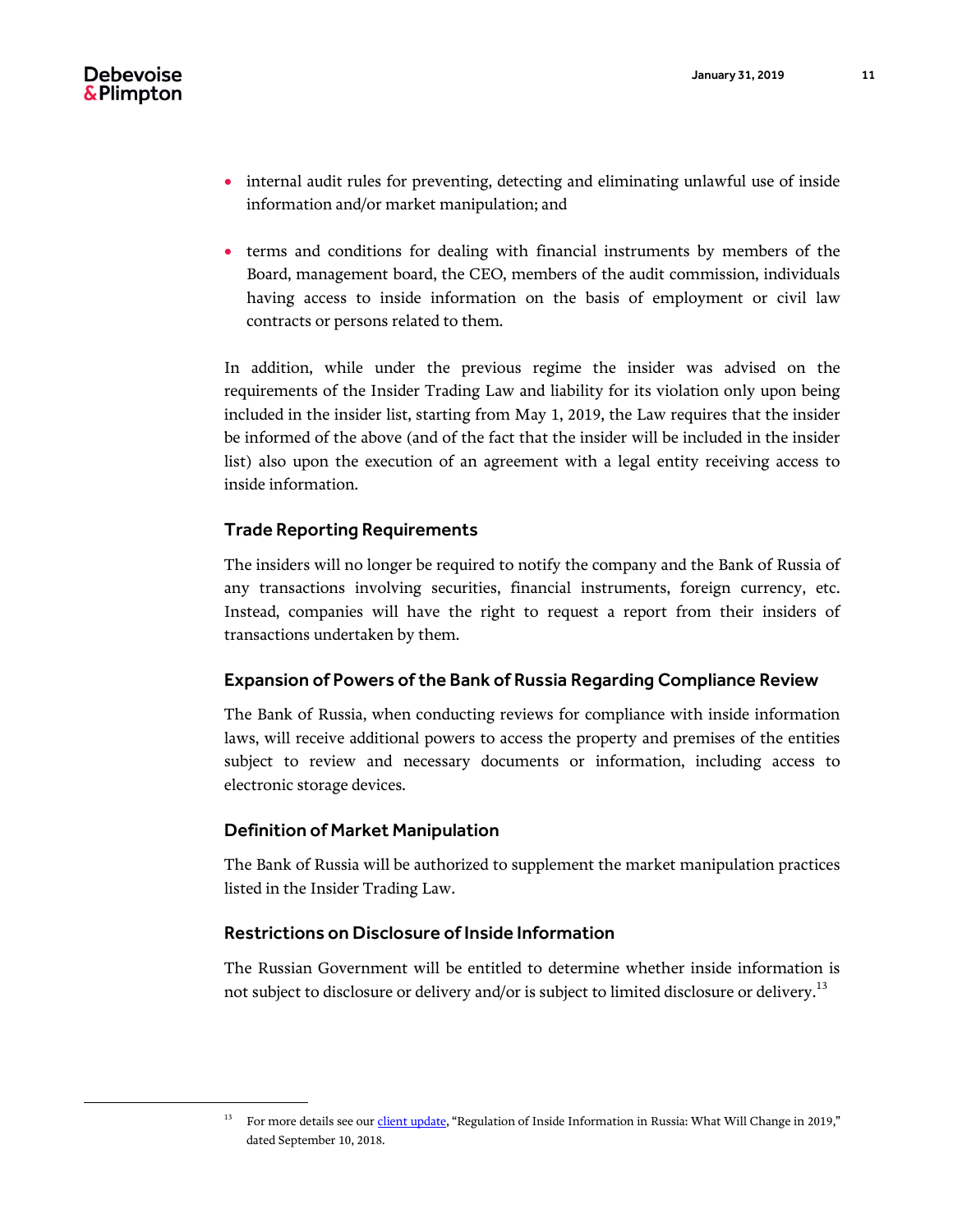- internal audit rules for preventing, detecting and eliminating unlawful use of inside information and/or market manipulation; and
- terms and conditions for dealing with financial instruments by members of the Board, management board, the CEO, members of the audit commission, individuals having access to inside information on the basis of employment or civil law contracts or persons related to them.

In addition, while under the previous regime the insider was advised on the requirements of the Insider Trading Law and liability for its violation only upon being included in the insider list, starting from May 1, 2019, the Law requires that the insider be informed of the above (and of the fact that the insider will be included in the insider list) also upon the execution of an agreement with a legal entity receiving access to inside information.

### Trade Reporting Requirements

The insiders will no longer be required to notify the company and the Bank of Russia of any transactions involving securities, financial instruments, foreign currency, etc. Instead, companies will have the right to request a report from their insiders of transactions undertaken by them.

### Expansion of Powers of the Bank of Russia Regarding Compliance Review

The Bank of Russia, when conducting reviews for compliance with inside information laws, will receive additional powers to access the property and premises of the entities subject to review and necessary documents or information, including access to electronic storage devices.

### Definition of Market Manipulation

The Bank of Russia will be authorized to supplement the market manipulation practices listed in the Insider Trading Law.

### Restrictions on Disclosure of Inside Information

The Russian Government will be entitled to determine whether inside information is not subject to disclosure or delivery and/or is subject to limited disclosure or delivery.[13]

---

[13] For more details see our client update, "Regulation of Inside Information in Russia: What Will Change in 2019," dated September 10, 2018.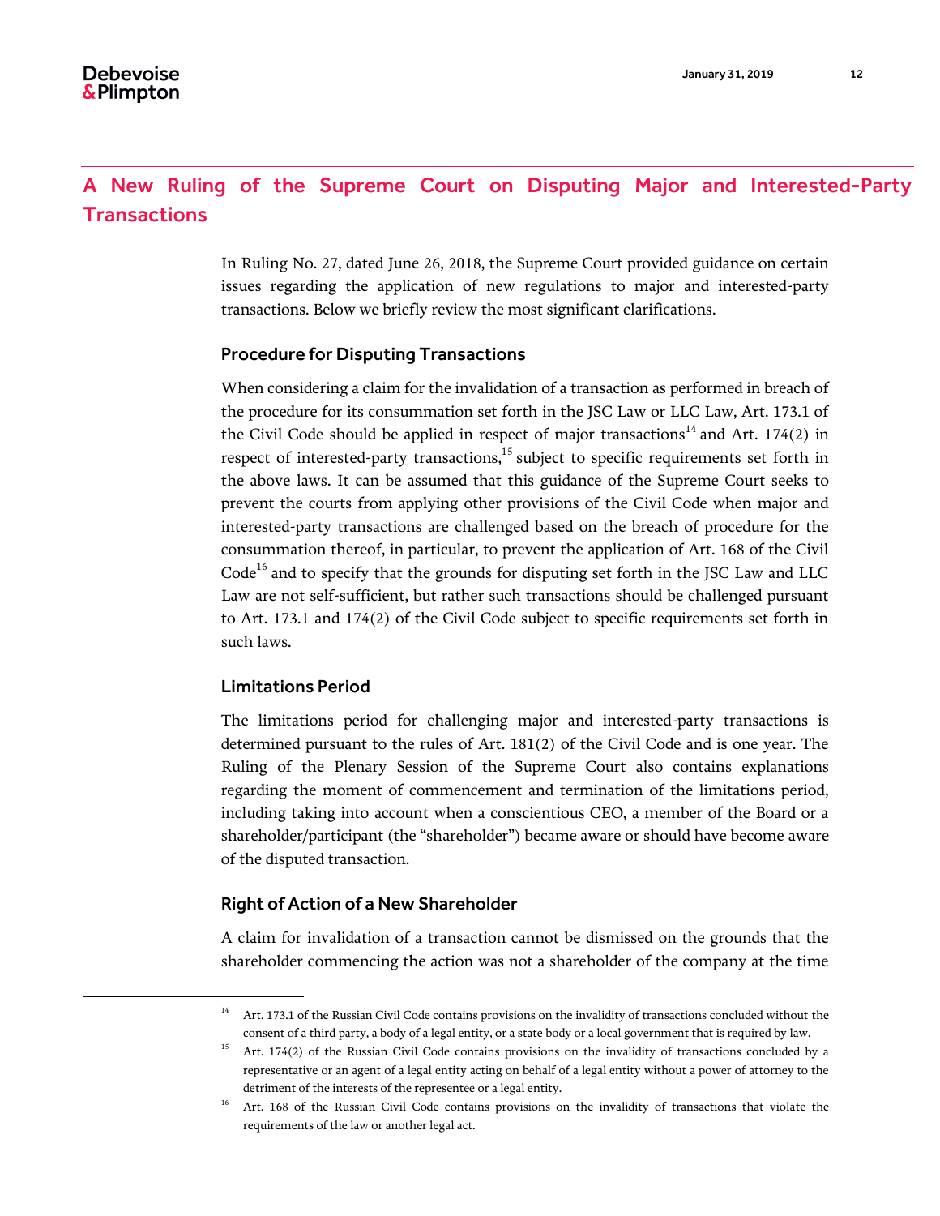## A New Ruling of the Supreme Court on Disputing Major and Interested-Party Transactions

In Ruling No. 27, dated June 26, 2018, the Supreme Court provided guidance on certain issues regarding the application of new regulations to major and interested-party transactions. Below we briefly review the most significant clarifications.

### Procedure for Disputing Transactions

When considering a claim for the invalidation of a transaction as performed in breach of the procedure for its consummation set forth in the JSC Law or LLC Law, Art. 173.1 of the Civil Code should be applied in respect of major transactions[14] and Art. 174(2) in respect of interested-party transactions,[15] subject to specific requirements set forth in the above laws. It can be assumed that this guidance of the Supreme Court seeks to prevent the courts from applying other provisions of the Civil Code when major and interested-party transactions are challenged based on the breach of procedure for the consummation thereof, in particular, to prevent the application of Art. 168 of the Civil Code[16] and to specify that the grounds for disputing set forth in the JSC Law and LLC Law are not self-sufficient, but rather such transactions should be challenged pursuant to Art. 173.1 and 174(2) of the Civil Code subject to specific requirements set forth in such laws.

### Limitations Period

The limitations period for challenging major and interested-party transactions is determined pursuant to the rules of Art. 181(2) of the Civil Code and is one year. The Ruling of the Plenary Session of the Supreme Court also contains explanations regarding the moment of commencement and termination of the limitations period, including taking into account when a conscientious CEO, a member of the Board or a shareholder/participant (the "shareholder") became aware or should have become aware of the disputed transaction.

### Right of Action of a New Shareholder

A claim for invalidation of a transaction cannot be dismissed on the grounds that the shareholder commencing the action was not a shareholder of the company at the time

---

[14] Art. 173.1 of the Russian Civil Code contains provisions on the invalidity of transactions concluded without the consent of a third party, a body of a legal entity, or a state body or a local government that is required by law.

[15] Art. 174(2) of the Russian Civil Code contains provisions on the invalidity of transactions concluded by a representative or an agent of a legal entity acting on behalf of a legal entity without a power of attorney to the detriment of the interests of the representee or a legal entity.

[16] Art. 168 of the Russian Civil Code contains provisions on the invalidity of transactions that violate the requirements of the law or another legal act.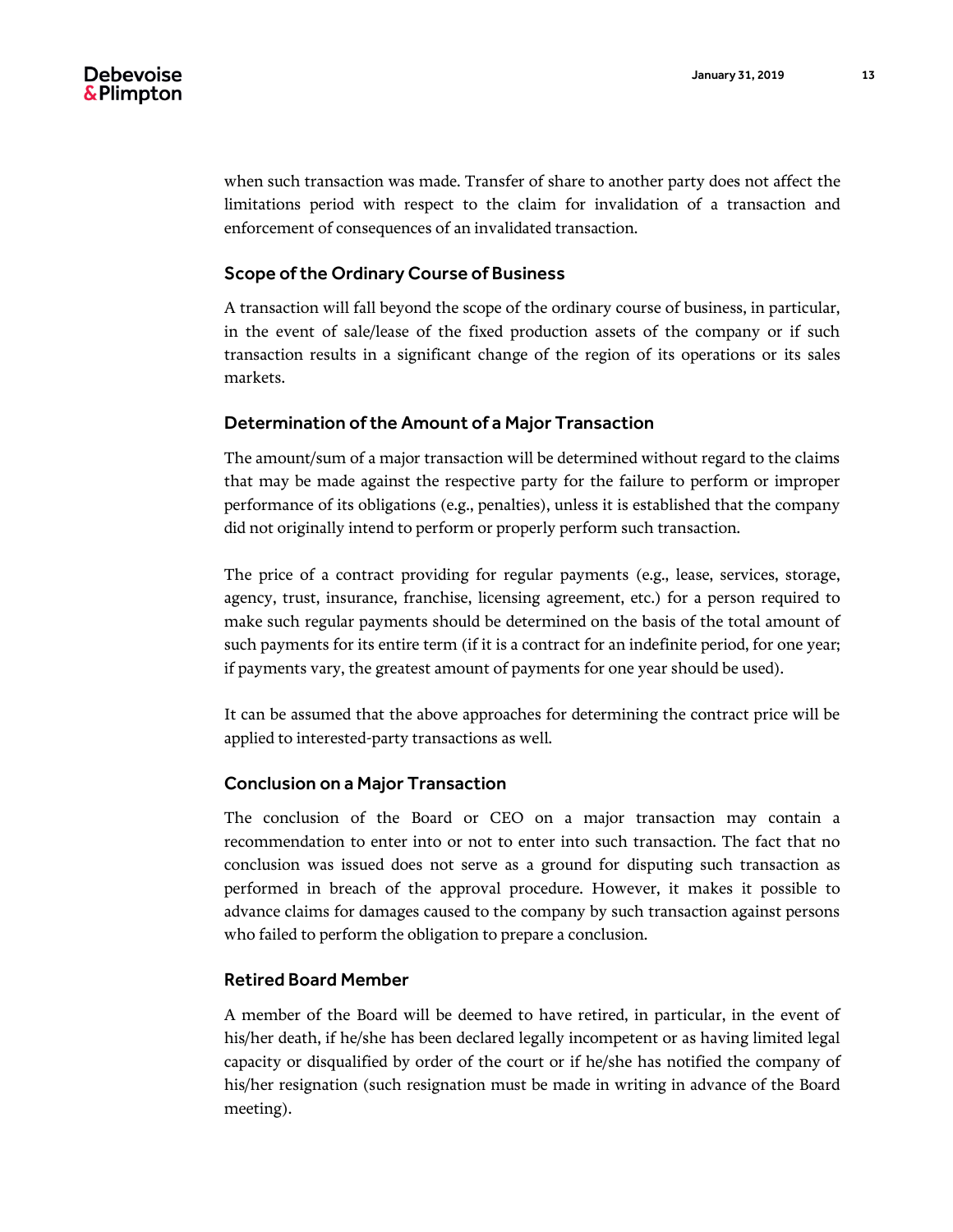when such transaction was made. Transfer of share to another party does not affect the limitations period with respect to the claim for invalidation of a transaction and enforcement of consequences of an invalidated transaction.

### Scope of the Ordinary Course of Business

A transaction will fall beyond the scope of the ordinary course of business, in particular, in the event of sale/lease of the fixed production assets of the company or if such transaction results in a significant change of the region of its operations or its sales markets.

### Determination of the Amount of a Major Transaction

The amount/sum of a major transaction will be determined without regard to the claims that may be made against the respective party for the failure to perform or improper performance of its obligations (e.g., penalties), unless it is established that the company did not originally intend to perform or properly perform such transaction.

The price of a contract providing for regular payments (e.g., lease, services, storage, agency, trust, insurance, franchise, licensing agreement, etc.) for a person required to make such regular payments should be determined on the basis of the total amount of such payments for its entire term (if it is a contract for an indefinite period, for one year; if payments vary, the greatest amount of payments for one year should be used).

It can be assumed that the above approaches for determining the contract price will be applied to interested-party transactions as well.

### Conclusion on a Major Transaction

The conclusion of the Board or CEO on a major transaction may contain a recommendation to enter into or not to enter into such transaction. The fact that no conclusion was issued does not serve as a ground for disputing such transaction as performed in breach of the approval procedure. However, it makes it possible to advance claims for damages caused to the company by such transaction against persons who failed to perform the obligation to prepare a conclusion.

### Retired Board Member

A member of the Board will be deemed to have retired, in particular, in the event of his/her death, if he/she has been declared legally incompetent or as having limited legal capacity or disqualified by order of the court or if he/she has notified the company of his/her resignation (such resignation must be made in writing in advance of the Board meeting).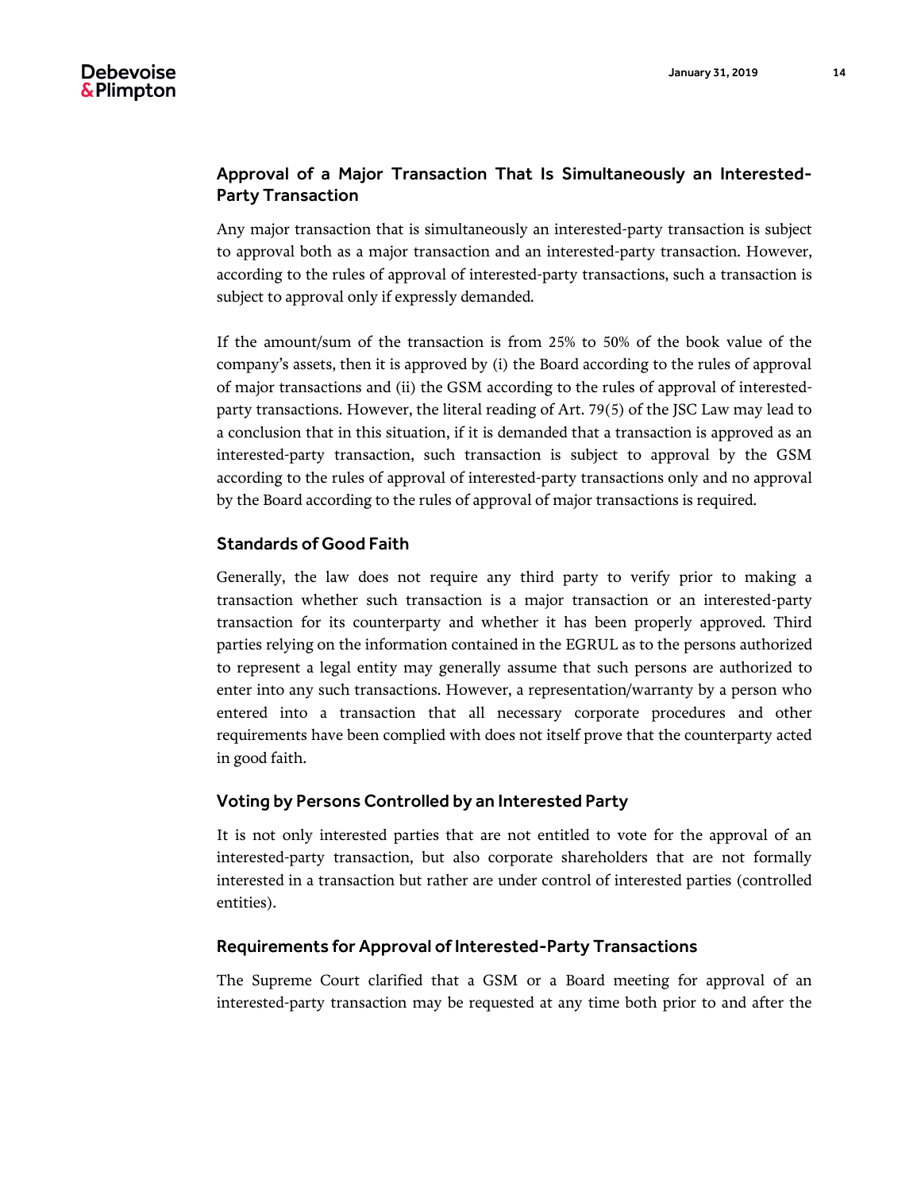### Approval of a Major Transaction That Is Simultaneously an Interested-Party Transaction

Any major transaction that is simultaneously an interested-party transaction is subject to approval both as a major transaction and an interested-party transaction. However, according to the rules of approval of interested-party transactions, such a transaction is subject to approval only if expressly demanded.

If the amount/sum of the transaction is from 25% to 50% of the book value of the company's assets, then it is approved by (i) the Board according to the rules of approval of major transactions and (ii) the GSM according to the rules of approval of interested-party transactions. However, the literal reading of Art. 79(5) of the JSC Law may lead to a conclusion that in this situation, if it is demanded that a transaction is approved as an interested-party transaction, such transaction is subject to approval by the GSM according to the rules of approval of interested-party transactions only and no approval by the Board according to the rules of approval of major transactions is required.

### Standards of Good Faith

Generally, the law does not require any third party to verify prior to making a transaction whether such transaction is a major transaction or an interested-party transaction for its counterparty and whether it has been properly approved. Third parties relying on the information contained in the EGRUL as to the persons authorized to represent a legal entity may generally assume that such persons are authorized to enter into any such transactions. However, a representation/warranty by a person who entered into a transaction that all necessary corporate procedures and other requirements have been complied with does not itself prove that the counterparty acted in good faith.

### Voting by Persons Controlled by an Interested Party

It is not only interested parties that are not entitled to vote for the approval of an interested-party transaction, but also corporate shareholders that are not formally interested in a transaction but rather are under control of interested parties (controlled entities).

### Requirements for Approval of Interested-Party Transactions

The Supreme Court clarified that a GSM or a Board meeting for approval of an interested-party transaction may be requested at any time both prior to and after the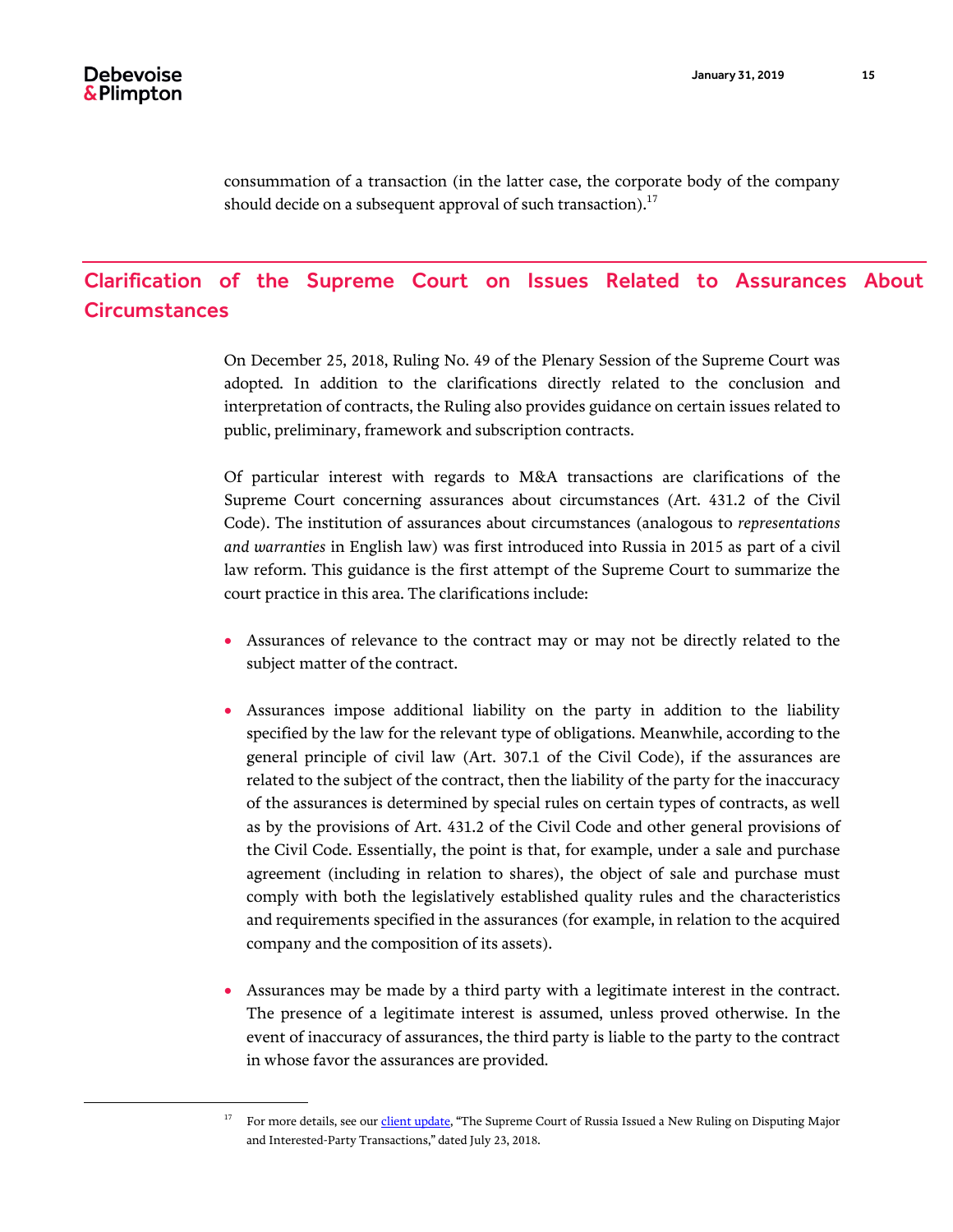consummation of a transaction (in the latter case, the corporate body of the company should decide on a subsequent approval of such transaction).[17]

## Clarification of the Supreme Court on Issues Related to Assurances About Circumstances

On December 25, 2018, Ruling No. 49 of the Plenary Session of the Supreme Court was adopted. In addition to the clarifications directly related to the conclusion and interpretation of contracts, the Ruling also provides guidance on certain issues related to public, preliminary, framework and subscription contracts.

Of particular interest with regards to M&A transactions are clarifications of the Supreme Court concerning assurances about circumstances (Art. 431.2 of the Civil Code). The institution of assurances about circumstances (analogous to *representations and warranties* in English law) was first introduced into Russia in 2015 as part of a civil law reform. This guidance is the first attempt of the Supreme Court to summarize the court practice in this area. The clarifications include:

- Assurances of relevance to the contract may or may not be directly related to the subject matter of the contract.
- Assurances impose additional liability on the party in addition to the liability specified by the law for the relevant type of obligations. Meanwhile, according to the general principle of civil law (Art. 307.1 of the Civil Code), if the assurances are related to the subject of the contract, then the liability of the party for the inaccuracy of the assurances is determined by special rules on certain types of contracts, as well as by the provisions of Art. 431.2 of the Civil Code and other general provisions of the Civil Code. Essentially, the point is that, for example, under a sale and purchase agreement (including in relation to shares), the object of sale and purchase must comply with both the legislatively established quality rules and the characteristics and requirements specified in the assurances (for example, in relation to the acquired company and the composition of its assets).
- Assurances may be made by a third party with a legitimate interest in the contract. The presence of a legitimate interest is assumed, unless proved otherwise. In the event of inaccuracy of assurances, the third party is liable to the party to the contract in whose favor the assurances are provided.

---

[17] For more details, see our client update, "The Supreme Court of Russia Issued a New Ruling on Disputing Major and Interested-Party Transactions," dated July 23, 2018.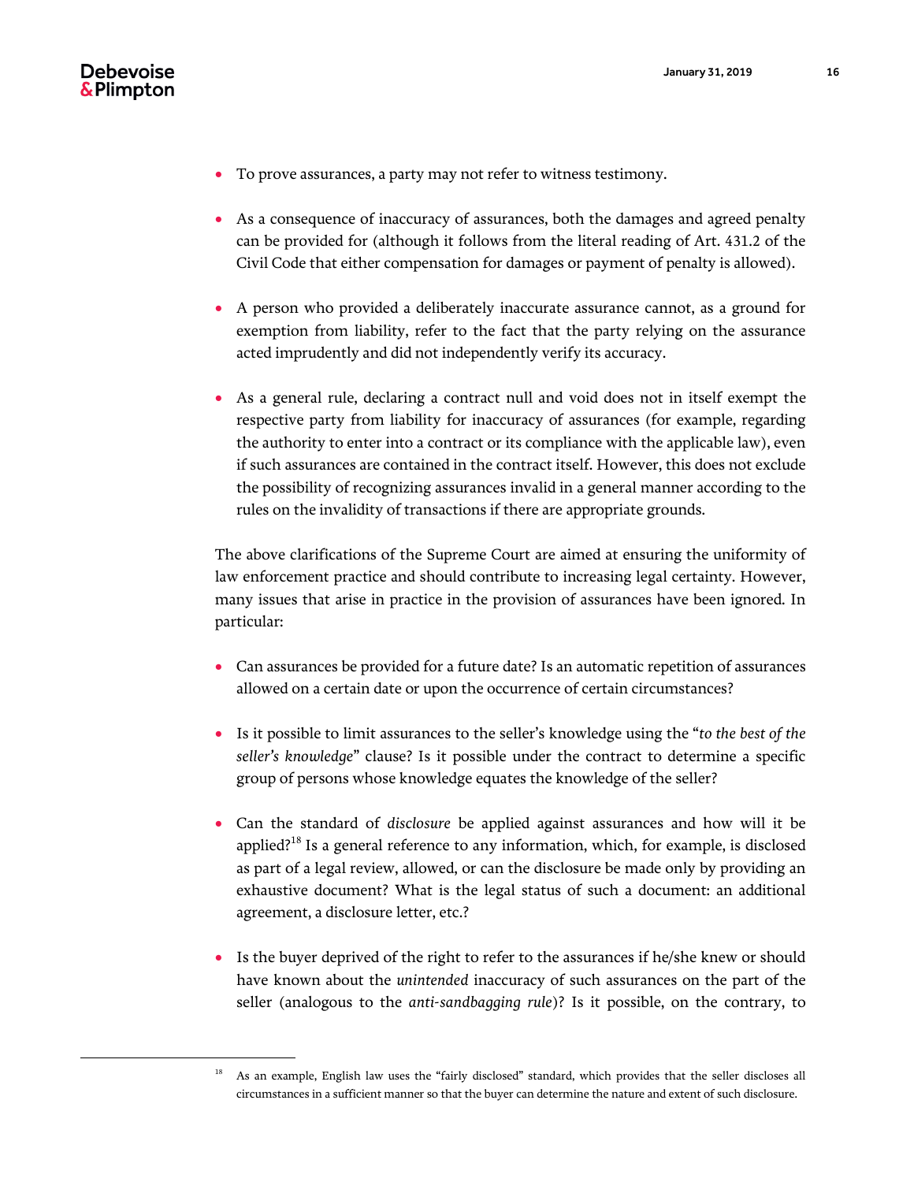- To prove assurances, a party may not refer to witness testimony.

- As a consequence of inaccuracy of assurances, both the damages and agreed penalty can be provided for (although it follows from the literal reading of Art. 431.2 of the Civil Code that either compensation for damages or payment of penalty is allowed).

- A person who provided a deliberately inaccurate assurance cannot, as a ground for exemption from liability, refer to the fact that the party relying on the assurance acted imprudently and did not independently verify its accuracy.

- As a general rule, declaring a contract null and void does not in itself exempt the respective party from liability for inaccuracy of assurances (for example, regarding the authority to enter into a contract or its compliance with the applicable law), even if such assurances are contained in the contract itself. However, this does not exclude the possibility of recognizing assurances invalid in a general manner according to the rules on the invalidity of transactions if there are appropriate grounds.

The above clarifications of the Supreme Court are aimed at ensuring the uniformity of law enforcement practice and should contribute to increasing legal certainty. However, many issues that arise in practice in the provision of assurances have been ignored. In particular:

- Can assurances be provided for a future date? Is an automatic repetition of assurances allowed on a certain date or upon the occurrence of certain circumstances?

- Is it possible to limit assurances to the seller's knowledge using the "*to the best of the seller's knowledge*" clause? Is it possible under the contract to determine a specific group of persons whose knowledge equates the knowledge of the seller?

- Can the standard of *disclosure* be applied against assurances and how will it be applied?[18] Is a general reference to any information, which, for example, is disclosed as part of a legal review, allowed, or can the disclosure be made only by providing an exhaustive document? What is the legal status of such a document: an additional agreement, a disclosure letter, etc.?

- Is the buyer deprived of the right to refer to the assurances if he/she knew or should have known about the *unintended* inaccuracy of such assurances on the part of the seller (analogous to the *anti-sandbagging rule*)? Is it possible, on the contrary, to

[18] As an example, English law uses the "fairly disclosed" standard, which provides that the seller discloses all circumstances in a sufficient manner so that the buyer can determine the nature and extent of such disclosure.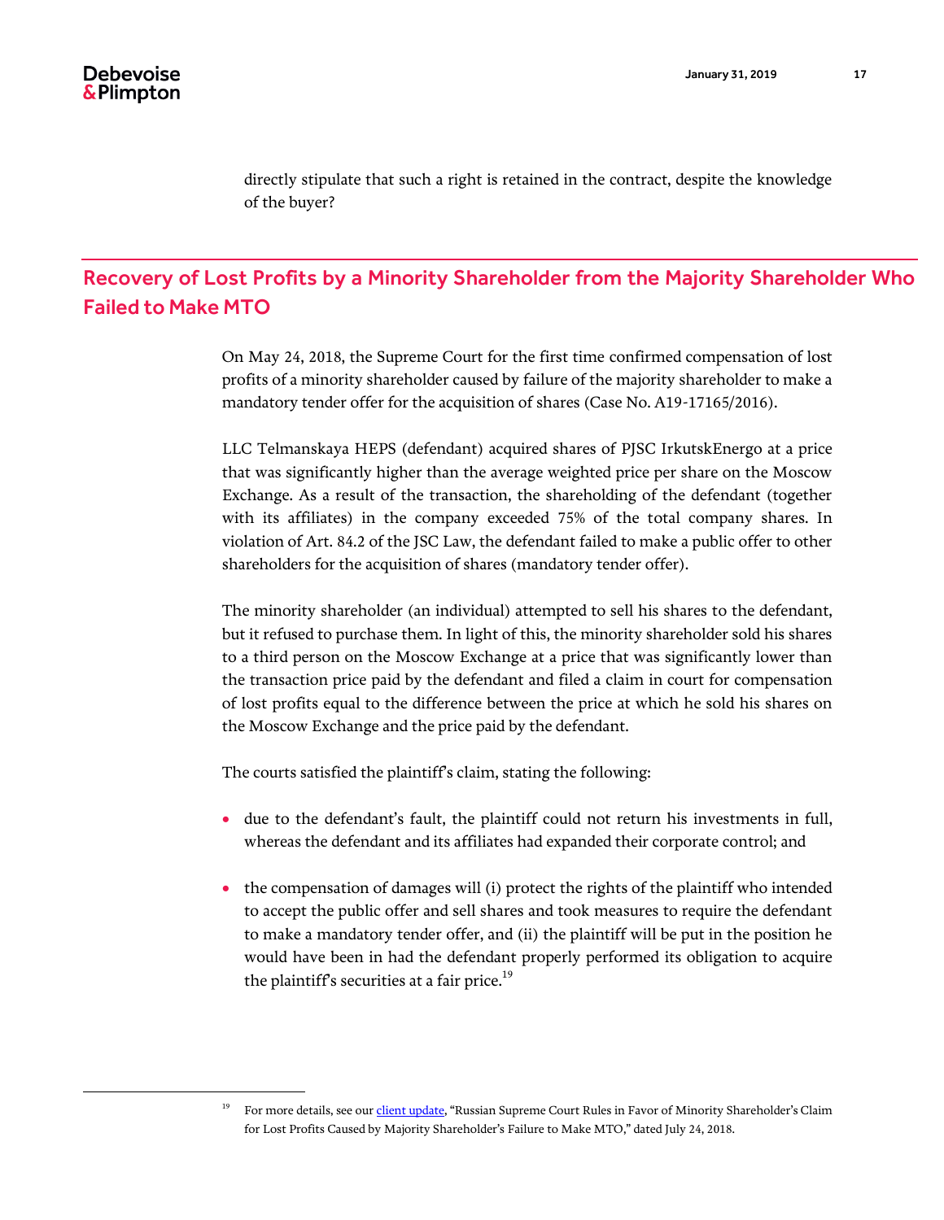directly stipulate that such a right is retained in the contract, despite the knowledge of the buyer?

## Recovery of Lost Profits by a Minority Shareholder from the Majority Shareholder Who Failed to Make MTO

On May 24, 2018, the Supreme Court for the first time confirmed compensation of lost profits of a minority shareholder caused by failure of the majority shareholder to make a mandatory tender offer for the acquisition of shares (Case No. A19-17165/2016).

LLC Telmanskaya HEPS (defendant) acquired shares of PJSC IrkutskEnergo at a price that was significantly higher than the average weighted price per share on the Moscow Exchange. As a result of the transaction, the shareholding of the defendant (together with its affiliates) in the company exceeded 75% of the total company shares. In violation of Art. 84.2 of the JSC Law, the defendant failed to make a public offer to other shareholders for the acquisition of shares (mandatory tender offer).

The minority shareholder (an individual) attempted to sell his shares to the defendant, but it refused to purchase them. In light of this, the minority shareholder sold his shares to a third person on the Moscow Exchange at a price that was significantly lower than the transaction price paid by the defendant and filed a claim in court for compensation of lost profits equal to the difference between the price at which he sold his shares on the Moscow Exchange and the price paid by the defendant.

The courts satisfied the plaintiff's claim, stating the following:

- due to the defendant's fault, the plaintiff could not return his investments in full, whereas the defendant and its affiliates had expanded their corporate control; and
- the compensation of damages will (i) protect the rights of the plaintiff who intended to accept the public offer and sell shares and took measures to require the defendant to make a mandatory tender offer, and (ii) the plaintiff will be put in the position he would have been in had the defendant properly performed its obligation to acquire the plaintiff's securities at a fair price.[19]

---

[19] For more details, see our client update, "Russian Supreme Court Rules in Favor of Minority Shareholder's Claim for Lost Profits Caused by Majority Shareholder's Failure to Make MTO," dated July 24, 2018.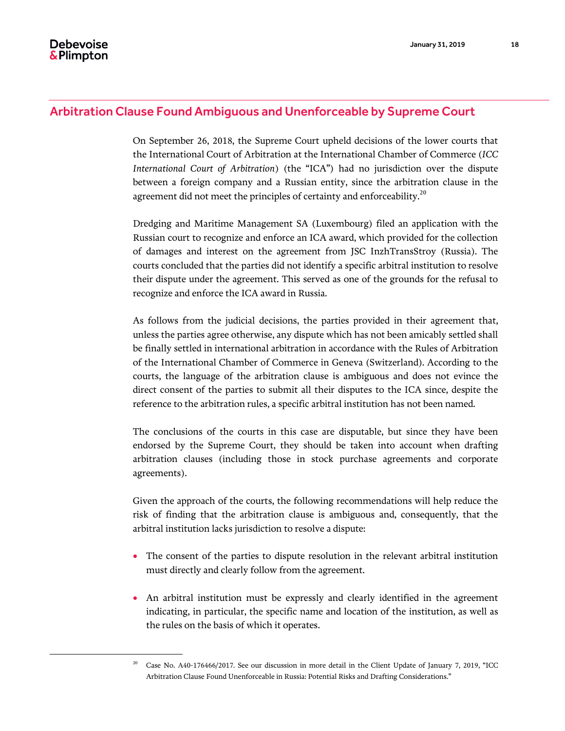## Arbitration Clause Found Ambiguous and Unenforceable by Supreme Court

On September 26, 2018, the Supreme Court upheld decisions of the lower courts that the International Court of Arbitration at the International Chamber of Commerce (*ICC International Court of Arbitration*) (the "ICA") had no jurisdiction over the dispute between a foreign company and a Russian entity, since the arbitration clause in the agreement did not meet the principles of certainty and enforceability.[20]

Dredging and Maritime Management SA (Luxembourg) filed an application with the Russian court to recognize and enforce an ICA award, which provided for the collection of damages and interest on the agreement from JSC InzhTransStroy (Russia). The courts concluded that the parties did not identify a specific arbitral institution to resolve their dispute under the agreement. This served as one of the grounds for the refusal to recognize and enforce the ICA award in Russia.

As follows from the judicial decisions, the parties provided in their agreement that, unless the parties agree otherwise, any dispute which has not been amicably settled shall be finally settled in international arbitration in accordance with the Rules of Arbitration of the International Chamber of Commerce in Geneva (Switzerland). According to the courts, the language of the arbitration clause is ambiguous and does not evince the direct consent of the parties to submit all their disputes to the ICA since, despite the reference to the arbitration rules, a specific arbitral institution has not been named.

The conclusions of the courts in this case are disputable, but since they have been endorsed by the Supreme Court, they should be taken into account when drafting arbitration clauses (including those in stock purchase agreements and corporate agreements).

Given the approach of the courts, the following recommendations will help reduce the risk of finding that the arbitration clause is ambiguous and, consequently, that the arbitral institution lacks jurisdiction to resolve a dispute:

- The consent of the parties to dispute resolution in the relevant arbitral institution must directly and clearly follow from the agreement.
- An arbitral institution must be expressly and clearly identified in the agreement indicating, in particular, the specific name and location of the institution, as well as the rules on the basis of which it operates.

---

[20] Case No. A40-176466/2017. See our discussion in more detail in the Client Update of January 7, 2019, "ICC Arbitration Clause Found Unenforceable in Russia: Potential Risks and Drafting Considerations."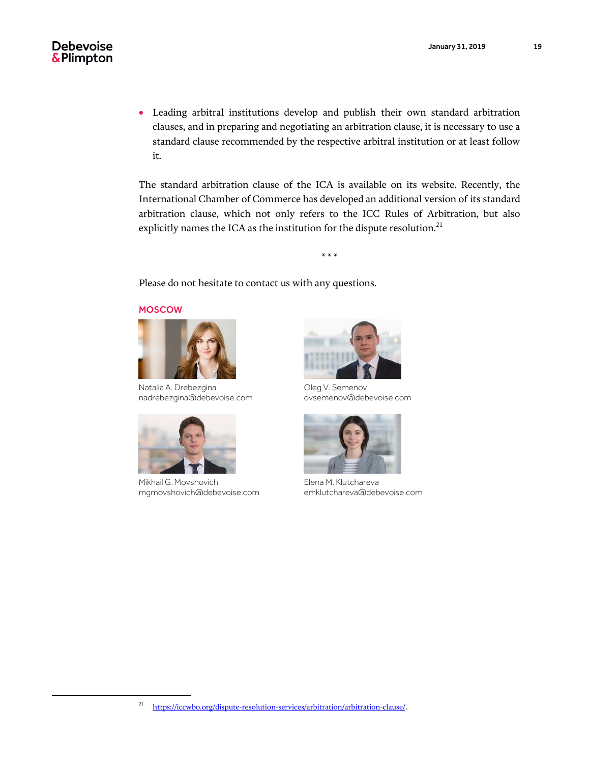- Leading arbitral institutions develop and publish their own standard arbitration clauses, and in preparing and negotiating an arbitration clause, it is necessary to use a standard clause recommended by the respective arbitral institution or at least follow it.

The standard arbitration clause of the ICA is available on its website. Recently, the International Chamber of Commerce has developed an additional version of its standard arbitration clause, which not only refers to the ICC Rules of Arbitration, but also explicitly names the ICA as the institution for the dispute resolution.[21]

\* \* \*

Please do not hesitate to contact us with any questions.

**MOSCOW**

Natalia A. Drebezgina
nadrebezgina@debevoise.com

Oleg V. Semenov
ovsemenov@debevoise.com

Mikhail G. Movshovich
mgmovshovich@debevoise.com

Elena M. Klutchareva
emklutchareva@debevoise.com

---

[21] https://iccwbo.org/dispute-resolution-services/arbitration/arbitration-clause/.